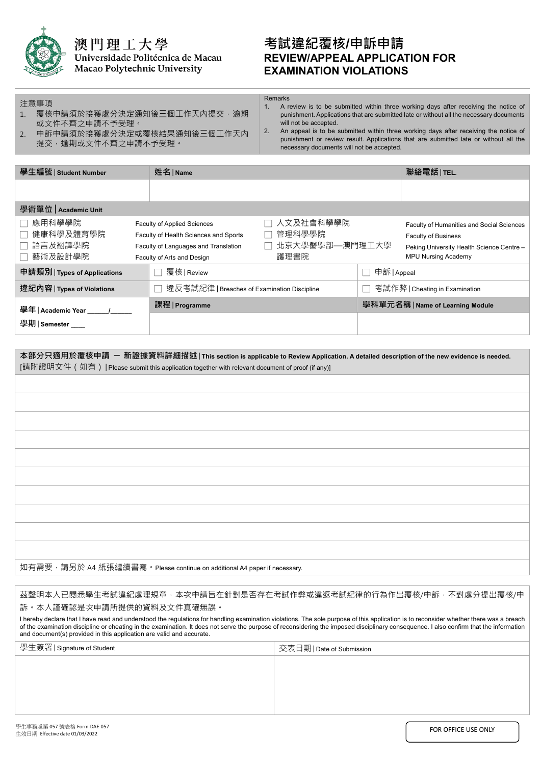澳門理工大學
Universidade Politécnica de Macau
Macao Polytechnic University

# 考試違紀覆核/申訴申請
# REVIEW/APPEAL APPLICATION FOR EXAMINATION VIOLATIONS

注意事項
1. 覆核申請須於接獲處分決定通知後三個工作天內提交，逾期或文件不齊之申請不予受理。
2. 申訴申請須於接獲處分決定或覆核結果通知後三個工作天內提交，逾期或文件不齊之申請不予受理。

Remarks
1. A review is to be submitted within three working days after receiving the notice of punishment. Applications that are submitted late or without all the necessary documents will not be accepted.
2. An appeal is to be submitted within three working days after receiving the notice of punishment or review result. Applications that are submitted late or without all the necessary documents will not be accepted.

| 學生編號 \| Student Number | 姓名 \| Name | 聯絡電話 \| TEL. |
|---|---|---|
| | | |

**學術單位 | Academic Unit**

- ☐ 應用科學學院 Faculty of Applied Sciences
- ☐ 健康科學及體育學院 Faculty of Health Sciences and Sports
- ☐ 語言及翻譯學院 Faculty of Languages and Translation
- ☐ 藝術及設計學院 Faculty of Arts and Design
- ☐ 人文及社會科學學院 Faculty of Humanities and Social Sciences
- ☐ 管理科學學院 Faculty of Business
- ☐ 北京大學醫學部—澳門理工大學護理書院 Peking University Health Science Centre – MPU Nursing Academy

| 申請類別 \| Types of Applications | ☐ 覆核 \| Review | ☐ 申訴 \| Appeal |
|---|---|---|
| 違紀內容 \| Types of Violations | ☐ 違反考試紀律 \| Breaches of Examination Discipline | ☐ 考試作弊 \| Cheating in Examination |
| 學年 \| Academic Year ______/______ 學期 \| Semester ____ | 課程 \| Programme | 學科單元名稱 \| Name of Learning Module |
| | | |

**本部分只適用於覆核申請 — 新證據資料詳細描述 | This section is applicable to Review Application. A detailed description of the new evidence is needed.**
[請附證明文件（如有）| Please submit this application together with relevant document of proof (if any)]

如有需要，請另於 A4 紙張繼續書寫。Please continue on additional A4 paper if necessary.

茲聲明本人已閱悉學生考試違紀處理規章，本次申請旨在針對是否存在考試作弊或違返考試紀律的行為作出覆核/申訴，不對處分提出覆核/申訴。本人謹確認是次申請所提供的資料及文件真確無誤。

I hereby declare that I have read and understood the regulations for handling examination violations. The sole purpose of this application is to reconsider whether there was a breach of the examination discipline or cheating in the examination. It does not serve the purpose of reconsidering the imposed disciplinary consequence. I also confirm that the information and document(s) provided in this application are valid and accurate.

| 學生簽署 \| Signature of Student | 交表日期 \| Date of Submission |
|---|---|
| | |

學生事務處第 057 號表格 Form-DAE-057
生效日期 Effective date 01/03/2022

FOR OFFICE USE ONLY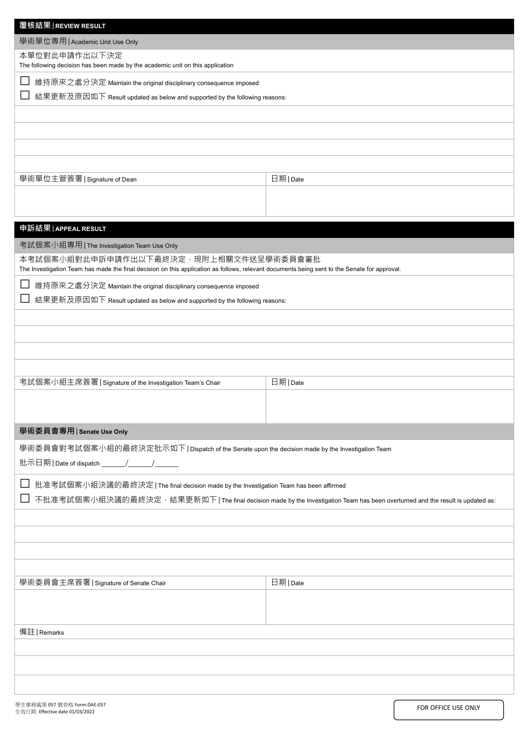## 覆核結果 | REVIEW RESULT

**學術單位專用 | Academic Unit Use Only**

本單位對此申請作出以下決定
The following decision has been made by the academic unit on this application

☐ 維持原來之處分決定 Maintain the original disciplinary consequence imposed

☐ 結果更新及原因如下 Result updated as below and supported by the following reasons:

| 學術單位主管簽署 \| Signature of Dean | 日期 \| Date |
| --- | --- |
| | |

## 申訴結果 | APPEAL RESULT

**考試個案小組專用 | The Investigation Team Use Only**

本考試個案小組對此申訴申請作出以下最終決定，現附上相關文件送呈學術委員會審批
The Investigation Team has made the final decision on this application as follows, relevant documents being sent to the Senate for approval.

☐ 維持原來之處分決定 Maintain the original disciplinary consequence imposed

☐ 結果更新及原因如下 Result updated as below and supported by the following reasons:

| 考試個案小組主席簽署 \| Signature of the Investigation Team's Chair | 日期 \| Date |
| --- | --- |
| | |

**學術委員會專用 | Senate Use Only**

學術委員會對考試個案小組的最終決定批示如下 | Dispatch of the Senate upon the decision made by the Investigation Team

批示日期 | Date of dispatch ______/______/______

☐ 批准考試個案小組決議的最終決定 | The final decision made by the Investigation Team has been affirmed

☐ 不批准考試個案小組決議的最終決定，結果更新如下 | The final decision made by the Investigation Team has been overturned and the result is updated as:

| 學術委員會主席簽署 \| Signature of Senate Chair | 日期 \| Date |
| --- | --- |
| | |

備註 | Remarks

學生事務處第 057 號表格 Form-DAE-057
生效日期 Effective date 01/03/2022

FOR OFFICE USE ONLY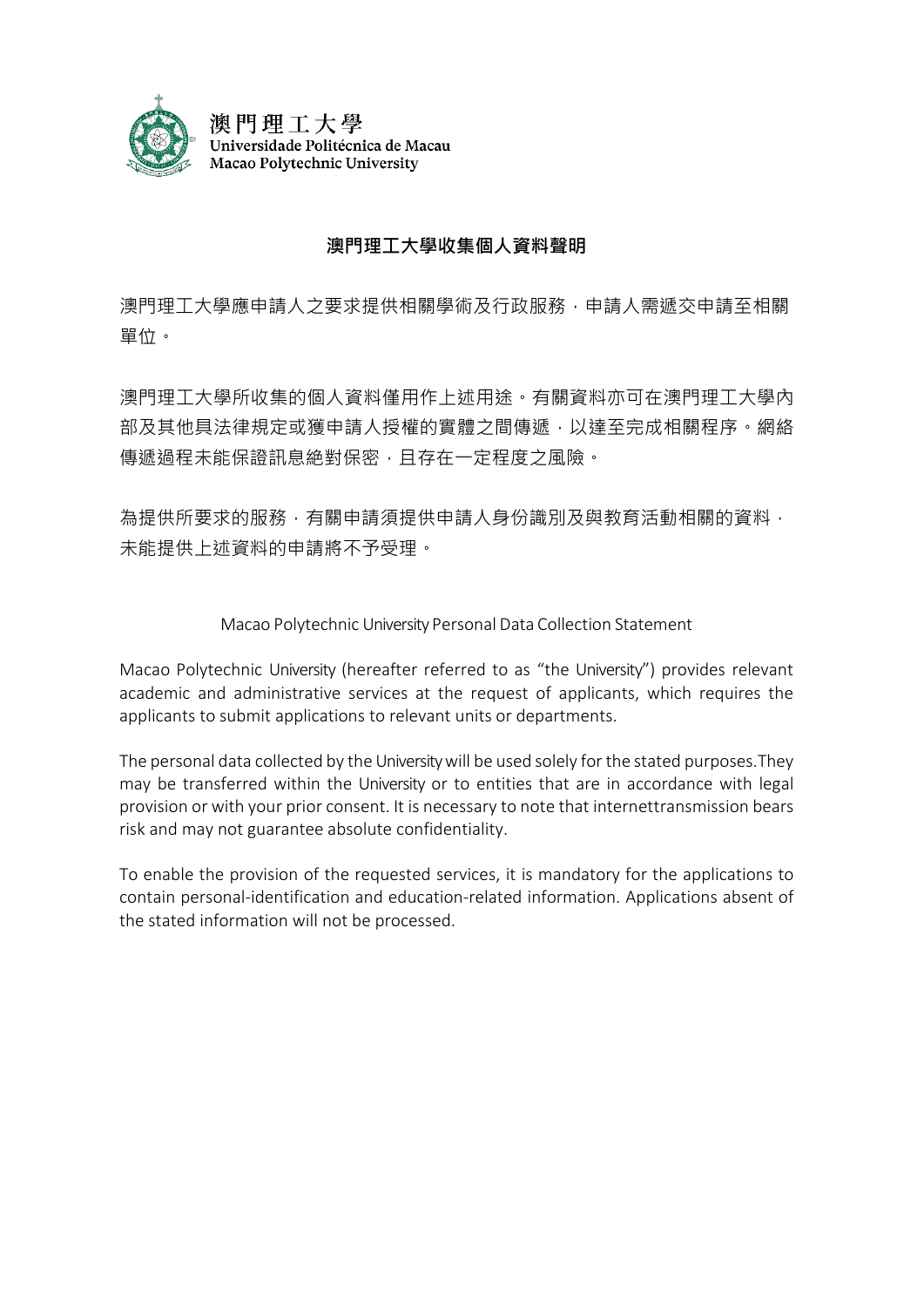澳門理工大學
Universidade Politécnica de Macau
Macao Polytechnic University

## 澳門理工大學收集個人資料聲明

澳門理工大學應申請人之要求提供相關學術及行政服務，申請人需遞交申請至相關單位。

澳門理工大學所收集的個人資料僅用作上述用途。有關資料亦可在澳門理工大學內部及其他具法律規定或獲申請人授權的實體之間傳遞，以達至完成相關程序。網絡傳遞過程未能保證訊息絕對保密，且存在一定程度之風險。

為提供所要求的服務，有關申請須提供申請人身份識別及與教育活動相關的資料，未能提供上述資料的申請將不予受理。

## Macao Polytechnic University Personal Data Collection Statement

Macao Polytechnic University (hereafter referred to as “the University”) provides relevant academic and administrative services at the request of applicants, which requires the applicants to submit applications to relevant units or departments.

The personal data collected by the University will be used solely for the stated purposes.They may be transferred within the University or to entities that are in accordance with legal provision or with your prior consent. It is necessary to note that internettransmission bears risk and may not guarantee absolute confidentiality.

To enable the provision of the requested services, it is mandatory for the applications to contain personal-identification and education-related information. Applications absent of the stated information will not be processed.